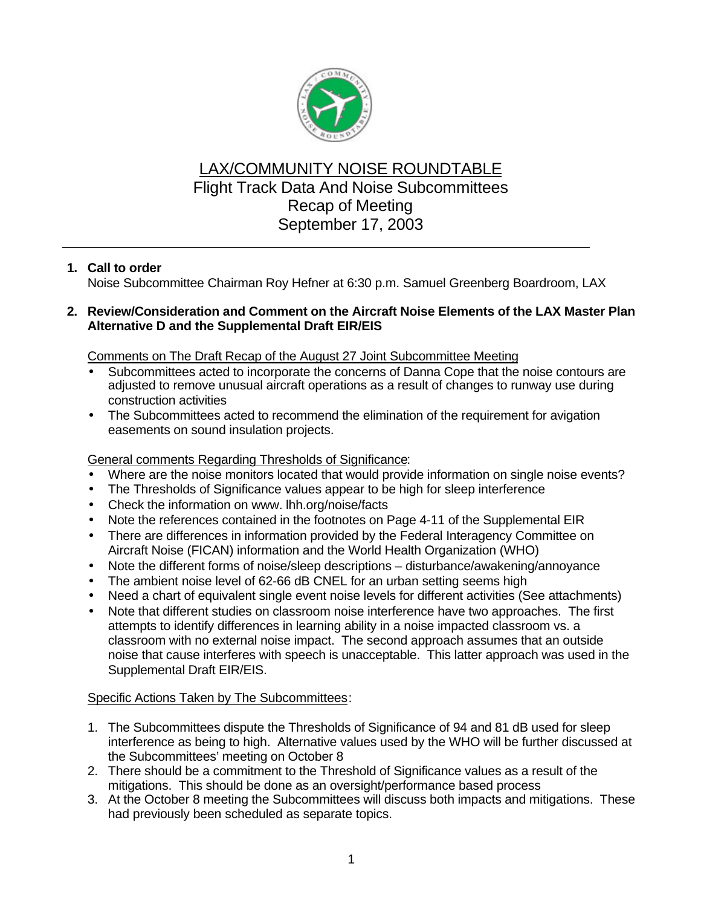# LAX/COMMUNITY NOISE ROUNDTABLE
## Flight Track Data And Noise Subcommittees
## Recap of Meeting
## September 17, 2003

---

1. **Call to order**
   Noise Subcommittee Chairman Roy Hefner at 6:30 p.m. Samuel Greenberg Boardroom, LAX

2. **Review/Consideration and Comment on the Aircraft Noise Elements of the LAX Master Plan Alternative D and the Supplemental Draft EIR/EIS**

   Comments on The Draft Recap of the August 27 Joint Subcommittee Meeting
   - Subcommittees acted to incorporate the concerns of Danna Cope that the noise contours are adjusted to remove unusual aircraft operations as a result of changes to runway use during construction activities
   - The Subcommittees acted to recommend the elimination of the requirement for avigation easements on sound insulation projects.

   General comments Regarding Thresholds of Significance:
   - Where are the noise monitors located that would provide information on single noise events?
   - The Thresholds of Significance values appear to be high for sleep interference
   - Check the information on www. lhh.org/noise/facts
   - Note the references contained in the footnotes on Page 4-11 of the Supplemental EIR
   - There are differences in information provided by the Federal Interagency Committee on Aircraft Noise (FICAN) information and the World Health Organization (WHO)
   - Note the different forms of noise/sleep descriptions – disturbance/awakening/annoyance
   - The ambient noise level of 62-66 dB CNEL for an urban setting seems high
   - Need a chart of equivalent single event noise levels for different activities (See attachments)
   - Note that different studies on classroom noise interference have two approaches. The first attempts to identify differences in learning ability in a noise impacted classroom vs. a classroom with no external noise impact. The second approach assumes that an outside noise that cause interferes with speech is unacceptable. This latter approach was used in the Supplemental Draft EIR/EIS.

   Specific Actions Taken by The Subcommittees:

   1. The Subcommittees dispute the Thresholds of Significance of 94 and 81 dB used for sleep interference as being to high. Alternative values used by the WHO will be further discussed at the Subcommittees' meeting on October 8
   2. There should be a commitment to the Threshold of Significance values as a result of the mitigations. This should be done as an oversight/performance based process
   3. At the October 8 meeting the Subcommittees will discuss both impacts and mitigations. These had previously been scheduled as separate topics.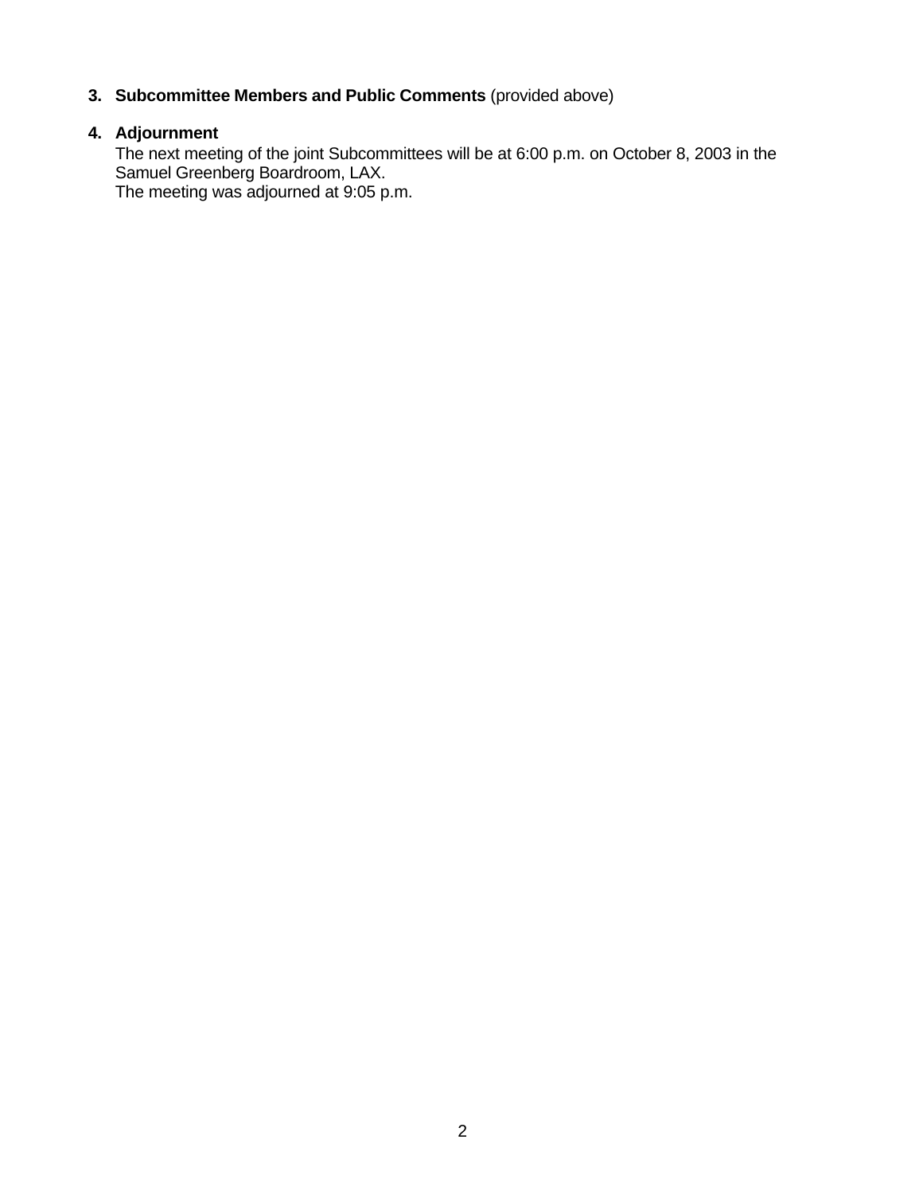3. **Subcommittee Members and Public Comments** (provided above)

4. **Adjournment**
   The next meeting of the joint Subcommittees will be at 6:00 p.m. on October 8, 2003 in the Samuel Greenberg Boardroom, LAX.
   The meeting was adjourned at 9:05 p.m.